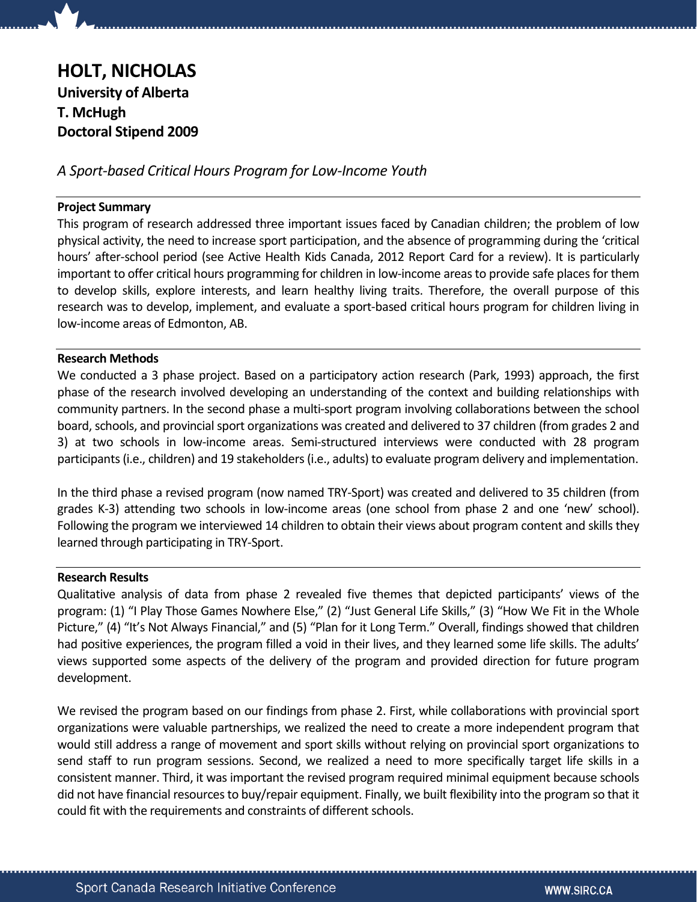# HOLT, NICHOLAS

**University of Alberta**
**T. McHugh**
**Doctoral Stipend 2009**

*A Sport-based Critical Hours Program for Low-Income Youth*

## Project Summary

This program of research addressed three important issues faced by Canadian children; the problem of low physical activity, the need to increase sport participation, and the absence of programming during the 'critical hours' after-school period (see Active Health Kids Canada, 2012 Report Card for a review). It is particularly important to offer critical hours programming for children in low-income areas to provide safe places for them to develop skills, explore interests, and learn healthy living traits. Therefore, the overall purpose of this research was to develop, implement, and evaluate a sport-based critical hours program for children living in low-income areas of Edmonton, AB.

## Research Methods

We conducted a 3 phase project. Based on a participatory action research (Park, 1993) approach, the first phase of the research involved developing an understanding of the context and building relationships with community partners. In the second phase a multi-sport program involving collaborations between the school board, schools, and provincial sport organizations was created and delivered to 37 children (from grades 2 and 3) at two schools in low-income areas. Semi-structured interviews were conducted with 28 program participants (i.e., children) and 19 stakeholders (i.e., adults) to evaluate program delivery and implementation.

In the third phase a revised program (now named TRY-Sport) was created and delivered to 35 children (from grades K-3) attending two schools in low-income areas (one school from phase 2 and one 'new' school). Following the program we interviewed 14 children to obtain their views about program content and skills they learned through participating in TRY-Sport.

## Research Results

Qualitative analysis of data from phase 2 revealed five themes that depicted participants' views of the program: (1) "I Play Those Games Nowhere Else," (2) "Just General Life Skills," (3) "How We Fit in the Whole Picture," (4) "It's Not Always Financial," and (5) "Plan for it Long Term." Overall, findings showed that children had positive experiences, the program filled a void in their lives, and they learned some life skills. The adults' views supported some aspects of the delivery of the program and provided direction for future program development.

We revised the program based on our findings from phase 2. First, while collaborations with provincial sport organizations were valuable partnerships, we realized the need to create a more independent program that would still address a range of movement and sport skills without relying on provincial sport organizations to send staff to run program sessions. Second, we realized a need to more specifically target life skills in a consistent manner. Third, it was important the revised program required minimal equipment because schools did not have financial resources to buy/repair equipment. Finally, we built flexibility into the program so that it could fit with the requirements and constraints of different schools.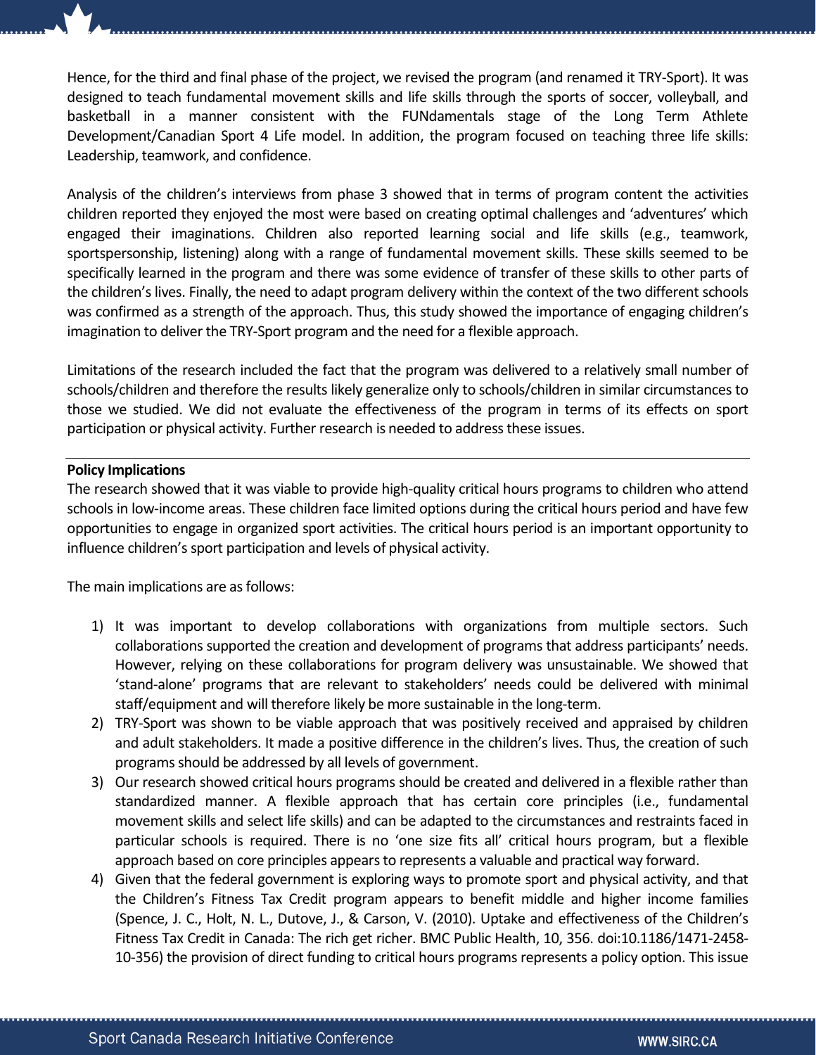Hence, for the third and final phase of the project, we revised the program (and renamed it TRY-Sport). It was designed to teach fundamental movement skills and life skills through the sports of soccer, volleyball, and basketball in a manner consistent with the FUNdamentals stage of the Long Term Athlete Development/Canadian Sport 4 Life model. In addition, the program focused on teaching three life skills: Leadership, teamwork, and confidence.

Analysis of the children's interviews from phase 3 showed that in terms of program content the activities children reported they enjoyed the most were based on creating optimal challenges and 'adventures' which engaged their imaginations. Children also reported learning social and life skills (e.g., teamwork, sportspersonship, listening) along with a range of fundamental movement skills. These skills seemed to be specifically learned in the program and there was some evidence of transfer of these skills to other parts of the children's lives. Finally, the need to adapt program delivery within the context of the two different schools was confirmed as a strength of the approach. Thus, this study showed the importance of engaging children's imagination to deliver the TRY-Sport program and the need for a flexible approach.

Limitations of the research included the fact that the program was delivered to a relatively small number of schools/children and therefore the results likely generalize only to schools/children in similar circumstances to those we studied. We did not evaluate the effectiveness of the program in terms of its effects on sport participation or physical activity. Further research is needed to address these issues.

**Policy Implications**

The research showed that it was viable to provide high-quality critical hours programs to children who attend schools in low-income areas. These children face limited options during the critical hours period and have few opportunities to engage in organized sport activities. The critical hours period is an important opportunity to influence children's sport participation and levels of physical activity.

The main implications are as follows:

1) It was important to develop collaborations with organizations from multiple sectors. Such collaborations supported the creation and development of programs that address participants' needs. However, relying on these collaborations for program delivery was unsustainable. We showed that 'stand-alone' programs that are relevant to stakeholders' needs could be delivered with minimal staff/equipment and will therefore likely be more sustainable in the long-term.
2) TRY-Sport was shown to be viable approach that was positively received and appraised by children and adult stakeholders. It made a positive difference in the children's lives. Thus, the creation of such programs should be addressed by all levels of government.
3) Our research showed critical hours programs should be created and delivered in a flexible rather than standardized manner. A flexible approach that has certain core principles (i.e., fundamental movement skills and select life skills) and can be adapted to the circumstances and restraints faced in particular schools is required. There is no 'one size fits all' critical hours program, but a flexible approach based on core principles appears to represents a valuable and practical way forward.
4) Given that the federal government is exploring ways to promote sport and physical activity, and that the Children's Fitness Tax Credit program appears to benefit middle and higher income families (Spence, J. C., Holt, N. L., Dutove, J., & Carson, V. (2010). Uptake and effectiveness of the Children's Fitness Tax Credit in Canada: The rich get richer. BMC Public Health, 10, 356. doi:10.1186/1471-2458-10-356) the provision of direct funding to critical hours programs represents a policy option. This issue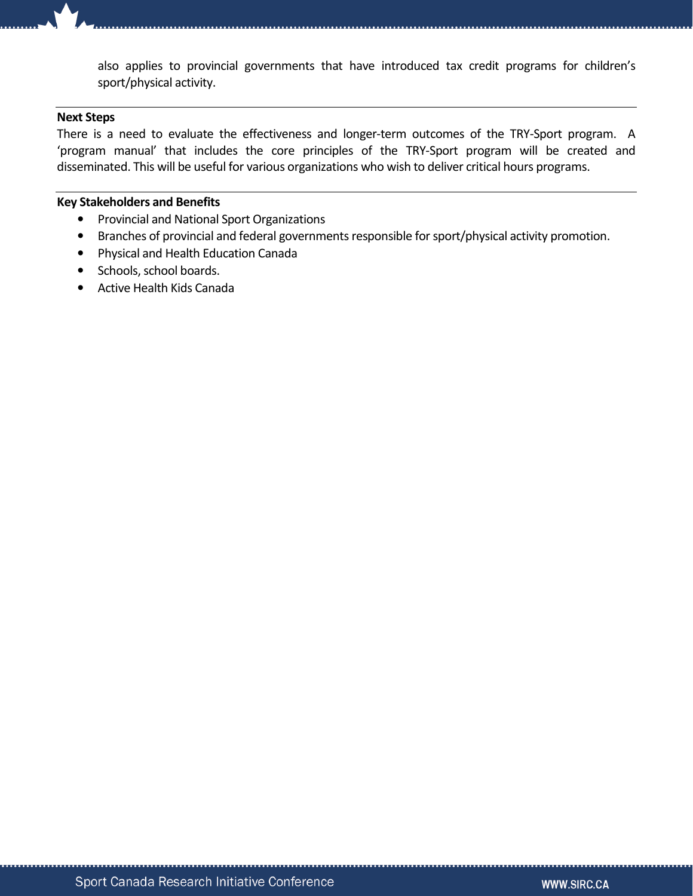also applies to provincial governments that have introduced tax credit programs for children's sport/physical activity.

**Next Steps**

There is a need to evaluate the effectiveness and longer-term outcomes of the TRY-Sport program. A 'program manual' that includes the core principles of the TRY-Sport program will be created and disseminated. This will be useful for various organizations who wish to deliver critical hours programs.

**Key Stakeholders and Benefits**

- Provincial and National Sport Organizations
- Branches of provincial and federal governments responsible for sport/physical activity promotion.
- Physical and Health Education Canada
- Schools, school boards.
- Active Health Kids Canada